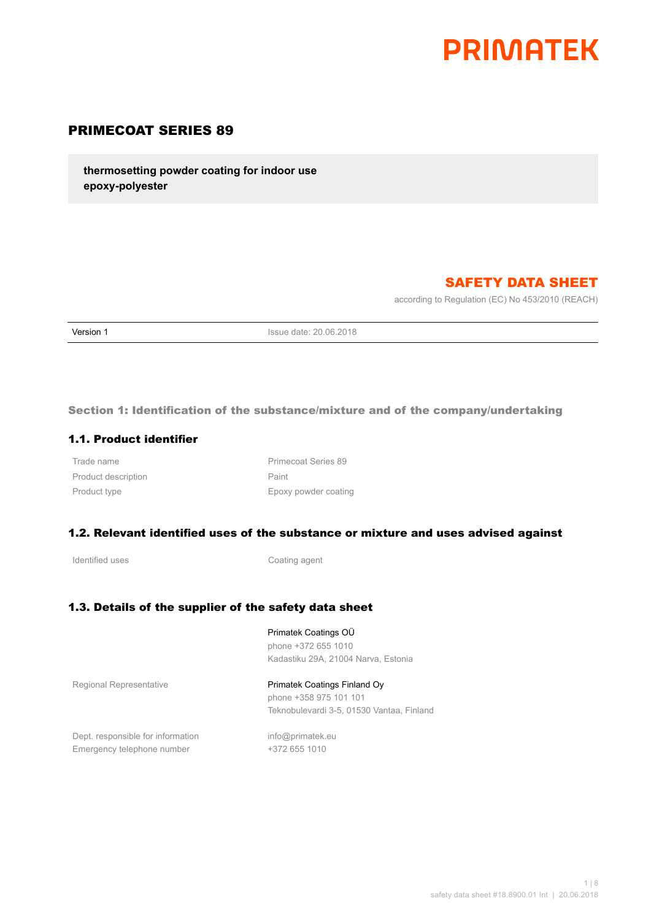PRIMATEK

# PRIMECOAT SERIES 89

**thermosetting powder coating for indoor use**
**epoxy-polyester**

## SAFETY DATA SHEET

according to Regulation (EC) No 453/2010 (REACH)

| Version 1 | Issue date: 20.06.2018 |
|---|---|

## Section 1: Identification of the substance/mixture and of the company/undertaking

### 1.1. Product identifier

| | |
|---|---|
| Trade name | Primecoat Series 89 |
| Product description | Paint |
| Product type | Epoxy powder coating |

### 1.2. Relevant identified uses of the substance or mixture and uses advised against

| | |
|---|---|
| Identified uses | Coating agent |

### 1.3. Details of the supplier of the safety data sheet

| | |
|---|---|
| | Primatek Coatings OÜ<br>phone +372 655 1010<br>Kadastiku 29A, 21004 Narva, Estonia |
| Regional Representative | Primatek Coatings Finland Oy<br>phone +358 975 101 101<br>Teknobulevardi 3-5, 01530 Vantaa, Finland |
| Dept. responsible for information | info@primatek.eu |
| Emergency telephone number | +372 655 1010 |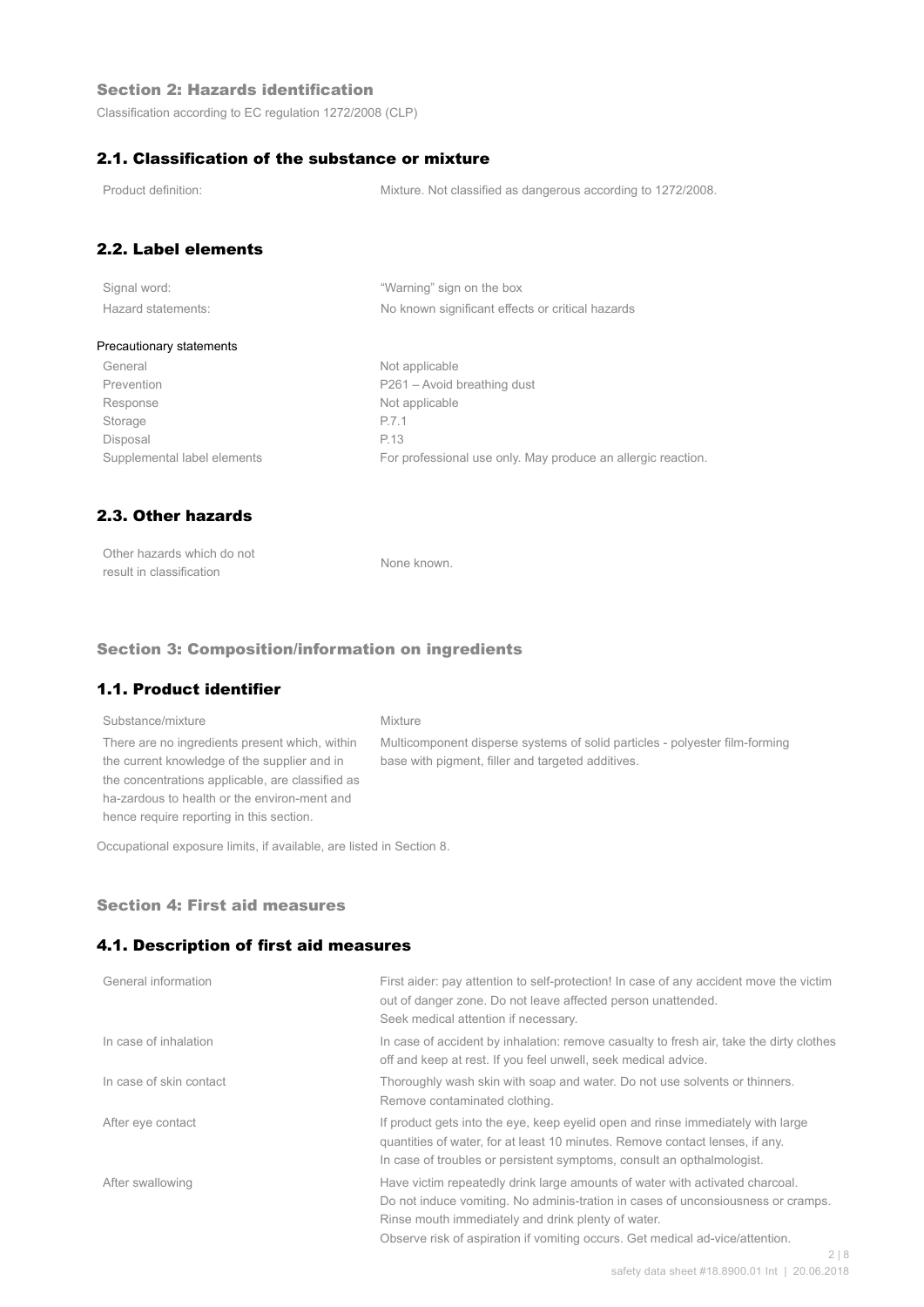## Section 2: Hazards identification

Classification according to EC regulation 1272/2008 (CLP)

### 2.1. Classification of the substance or mixture

| | |
|---|---|
| Product definition: | Mixture. Not classified as dangerous according to 1272/2008. |

### 2.2. Label elements

| | |
|---|---|
| Signal word: | "Warning" sign on the box |
| Hazard statements: | No known significant effects or critical hazards |

Precautionary statements

| | |
|---|---|
| General | Not applicable |
| Prevention | P261 – Avoid breathing dust |
| Response | Not applicable |
| Storage | P.7.1 |
| Disposal | P.13 |
| Supplemental label elements | For professional use only. May produce an allergic reaction. |

### 2.3. Other hazards

| | |
|---|---|
| Other hazards which do not result in classification | None known. |

## Section 3: Composition/information on ingredients

### 1.1. Product identifier

| | |
|---|---|
| Substance/mixture | Mixture |
| There are no ingredients present which, within the current knowledge of the supplier and in the concentrations applicable, are classified as ha-zardous to health or the environ-ment and hence require reporting in this section. | Multicomponent disperse systems of solid particles - polyester film-forming base with pigment, filler and targeted additives. |

Occupational exposure limits, if available, are listed in Section 8.

## Section 4: First aid measures

### 4.1. Description of first aid measures

| | |
|---|---|
| General information | First aider: pay attention to self-protection! In case of any accident move the victim out of danger zone. Do not leave affected person unattended. Seek medical attention if necessary. |
| In case of inhalation | In case of accident by inhalation: remove casualty to fresh air, take the dirty clothes off and keep at rest. If you feel unwell, seek medical advice. |
| In case of skin contact | Thoroughly wash skin with soap and water. Do not use solvents or thinners. Remove contaminated clothing. |
| After eye contact | If product gets into the eye, keep eyelid open and rinse immediately with large quantities of water, for at least 10 minutes. Remove contact lenses, if any. In case of troubles or persistent symptoms, consult an opthalmologist. |
| After swallowing | Have victim repeatedly drink large amounts of water with activated charcoal. Do not induce vomiting. No adminis-tration in cases of unconsiousness or cramps. Rinse mouth immediately and drink plenty of water. Observe risk of aspiration if vomiting occurs. Get medical ad-vice/attention. |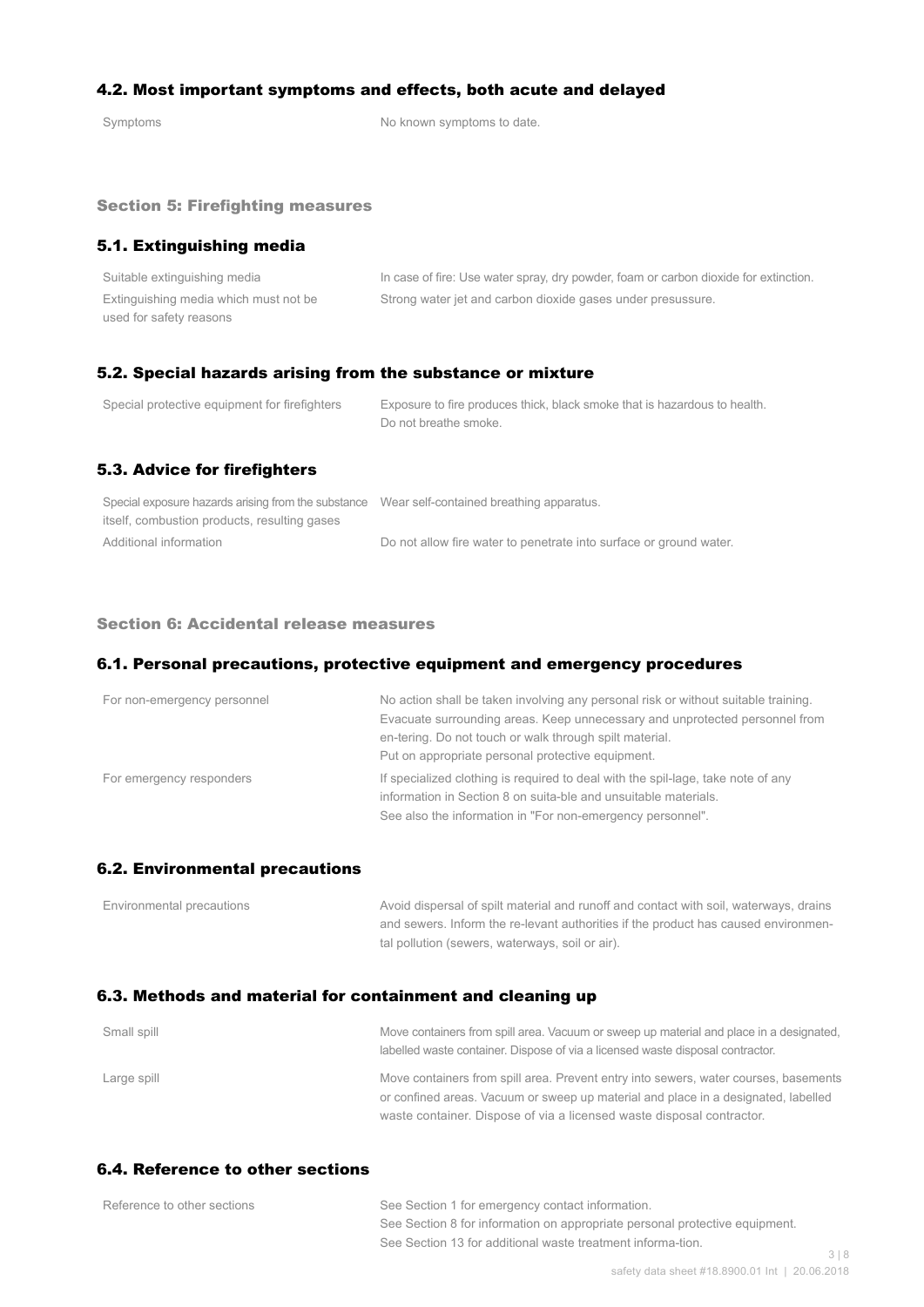### 4.2. Most important symptoms and effects, both acute and delayed

| | |
|---|---|
| Symptoms | No known symptoms to date. |

## Section 5: Firefighting measures

### 5.1. Extinguishing media

| | |
|---|---|
| Suitable extinguishing media | In case of fire: Use water spray, dry powder, foam or carbon dioxide for extinction. |
| Extinguishing media which must not be used for safety reasons | Strong water jet and carbon dioxide gases under presussure. |

### 5.2. Special hazards arising from the substance or mixture

| | |
|---|---|
| Special protective equipment for firefighters | Exposure to fire produces thick, black smoke that is hazardous to health. Do not breathe smoke. |

### 5.3. Advice for firefighters

| | |
|---|---|
| Special exposure hazards arising from the substance itself, combustion products, resulting gases | Wear self-contained breathing apparatus. |
| Additional information | Do not allow fire water to penetrate into surface or ground water. |

## Section 6: Accidental release measures

### 6.1. Personal precautions, protective equipment and emergency procedures

| | |
|---|---|
| For non-emergency personnel | No action shall be taken involving any personal risk or without suitable training. Evacuate surrounding areas. Keep unnecessary and unprotected personnel from en-tering. Do not touch or walk through spilt material. Put on appropriate personal protective equipment. |
| For emergency responders | If specialized clothing is required to deal with the spil-lage, take note of any information in Section 8 on suita-ble and unsuitable materials. See also the information in "For non-emergency personnel". |

### 6.2. Environmental precautions

| | |
|---|---|
| Environmental precautions | Avoid dispersal of spilt material and runoff and contact with soil, waterways, drains and sewers. Inform the re-levant authorities if the product has caused environmen-tal pollution (sewers, waterways, soil or air). |

### 6.3. Methods and material for containment and cleaning up

| | |
|---|---|
| Small spill | Move containers from spill area. Vacuum or sweep up material and place in a designated, labelled waste container. Dispose of via a licensed waste disposal contractor. |
| Large spill | Move containers from spill area. Prevent entry into sewers, water courses, basements or confined areas. Vacuum or sweep up material and place in a designated, labelled waste container. Dispose of via a licensed waste disposal contractor. |

### 6.4. Reference to other sections

| | |
|---|---|
| Reference to other sections | See Section 1 for emergency contact information. See Section 8 for information on appropriate personal protective equipment. See Section 13 for additional waste treatment informa-tion. |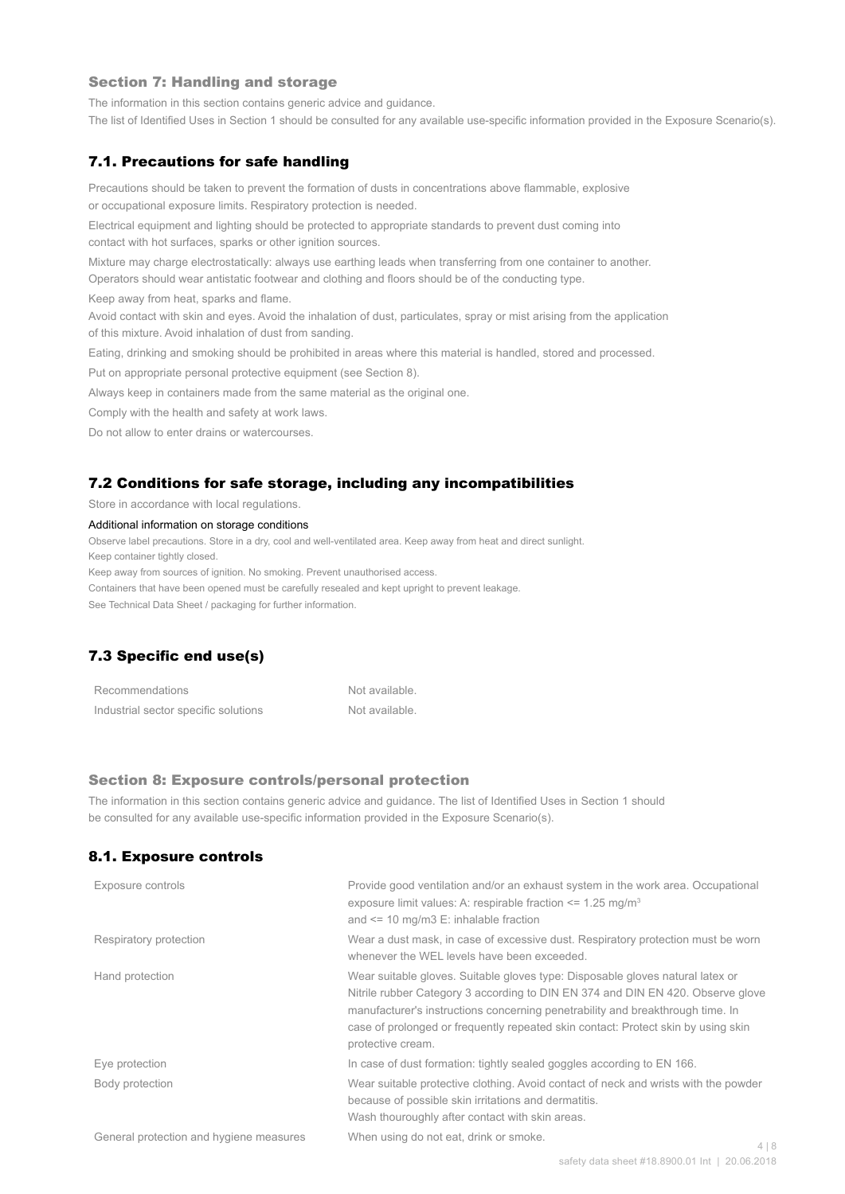## Section 7: Handling and storage

The information in this section contains generic advice and guidance.

The list of Identified Uses in Section 1 should be consulted for any available use-specific information provided in the Exposure Scenario(s).

### 7.1. Precautions for safe handling

Precautions should be taken to prevent the formation of dusts in concentrations above flammable, explosive or occupational exposure limits. Respiratory protection is needed.

Electrical equipment and lighting should be protected to appropriate standards to prevent dust coming into contact with hot surfaces, sparks or other ignition sources.

Mixture may charge electrostatically: always use earthing leads when transferring from one container to another. Operators should wear antistatic footwear and clothing and floors should be of the conducting type.

Keep away from heat, sparks and flame.

Avoid contact with skin and eyes. Avoid the inhalation of dust, particulates, spray or mist arising from the application of this mixture. Avoid inhalation of dust from sanding.

Eating, drinking and smoking should be prohibited in areas where this material is handled, stored and processed.

Put on appropriate personal protective equipment (see Section 8).

Always keep in containers made from the same material as the original one.

Comply with the health and safety at work laws.

Do not allow to enter drains or watercourses.

### 7.2 Conditions for safe storage, including any incompatibilities

Store in accordance with local regulations.

Additional information on storage conditions

Observe label precautions. Store in a dry, cool and well-ventilated area. Keep away from heat and direct sunlight.
Keep container tightly closed.
Keep away from sources of ignition. No smoking. Prevent unauthorised access.
Containers that have been opened must be carefully resealed and kept upright to prevent leakage.
See Technical Data Sheet / packaging for further information.

### 7.3 Specific end use(s)

| | |
|---|---|
| Recommendations | Not available. |
| Industrial sector specific solutions | Not available. |

## Section 8: Exposure controls/personal protection

The information in this section contains generic advice and guidance. The list of Identified Uses in Section 1 should be consulted for any available use-specific information provided in the Exposure Scenario(s).

### 8.1. Exposure controls

| | |
|---|---|
| Exposure controls | Provide good ventilation and/or an exhaust system in the work area. Occupational exposure limit values: A: respirable fraction <= 1.25 mg/m³ and <= 10 mg/m3 E: inhalable fraction |
| Respiratory protection | Wear a dust mask, in case of excessive dust. Respiratory protection must be worn whenever the WEL levels have been exceeded. |
| Hand protection | Wear suitable gloves. Suitable gloves type: Disposable gloves natural latex or Nitrile rubber Category 3 according to DIN EN 374 and DIN EN 420. Observe glove manufacturer's instructions concerning penetrability and breakthrough time. In case of prolonged or frequently repeated skin contact: Protect skin by using skin protective cream. |
| Eye protection | In case of dust formation: tightly sealed goggles according to EN 166. |
| Body protection | Wear suitable protective clothing. Avoid contact of neck and wrists with the powder because of possible skin irritations and dermatitis. Wash thouroughly after contact with skin areas. |
| General protection and hygiene measures | When using do not eat, drink or smoke. |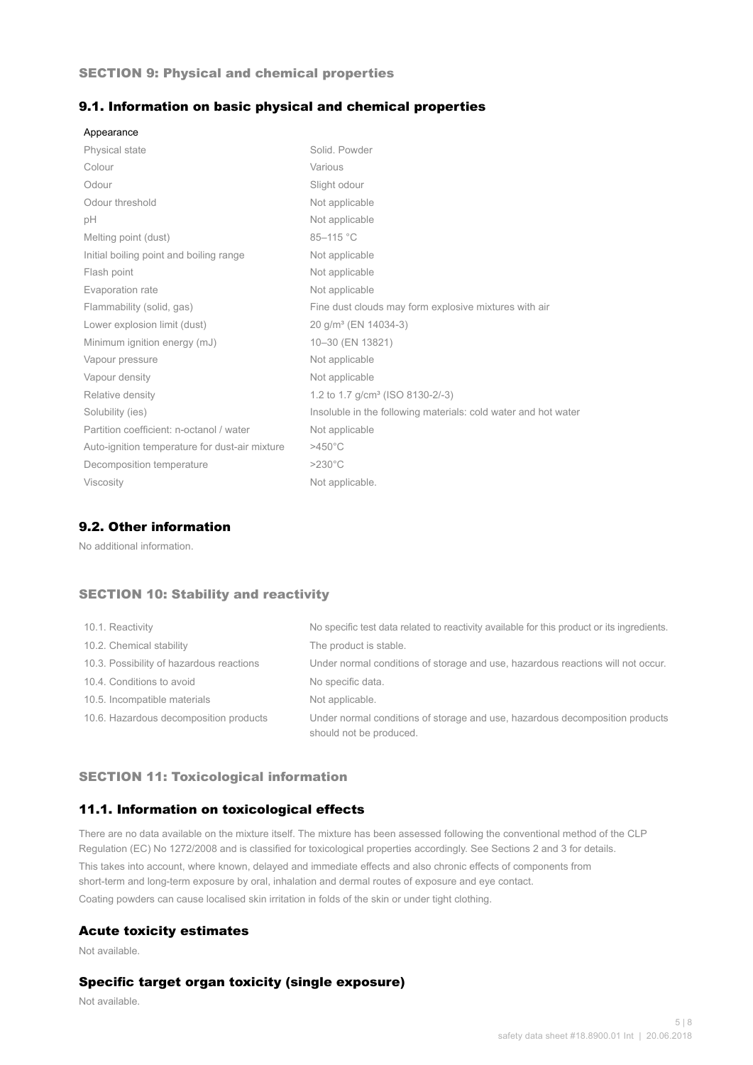## SECTION 9: Physical and chemical properties

### 9.1. Information on basic physical and chemical properties

Appearance

| | |
|---|---|
| Physical state | Solid. Powder |
| Colour | Various |
| Odour | Slight odour |
| Odour threshold | Not applicable |
| pH | Not applicable |
| Melting point (dust) | 85–115 °C |
| Initial boiling point and boiling range | Not applicable |
| Flash point | Not applicable |
| Evaporation rate | Not applicable |
| Flammability (solid, gas) | Fine dust clouds may form explosive mixtures with air |
| Lower explosion limit (dust) | 20 g/m³ (EN 14034-3) |
| Minimum ignition energy (mJ) | 10–30 (EN 13821) |
| Vapour pressure | Not applicable |
| Vapour density | Not applicable |
| Relative density | 1.2 to 1.7 g/cm³ (ISO 8130-2/-3) |
| Solubility (ies) | Insoluble in the following materials: cold water and hot water |
| Partition coefficient: n-octanol / water | Not applicable |
| Auto-ignition temperature for dust-air mixture | >450°C |
| Decomposition temperature | >230°C |
| Viscosity | Not applicable. |

### 9.2. Other information

No additional information.

## SECTION 10: Stability and reactivity

| | |
|---|---|
| 10.1. Reactivity | No specific test data related to reactivity available for this product or its ingredients. |
| 10.2. Chemical stability | The product is stable. |
| 10.3. Possibility of hazardous reactions | Under normal conditions of storage and use, hazardous reactions will not occur. |
| 10.4. Conditions to avoid | No specific data. |
| 10.5. Incompatible materials | Not applicable. |
| 10.6. Hazardous decomposition products | Under normal conditions of storage and use, hazardous decomposition products should not be produced. |

## SECTION 11: Toxicological information

### 11.1. Information on toxicological effects

There are no data available on the mixture itself. The mixture has been assessed following the conventional method of the CLP Regulation (EC) No 1272/2008 and is classified for toxicological properties accordingly. See Sections 2 and 3 for details.

This takes into account, where known, delayed and immediate effects and also chronic effects of components from short-term and long-term exposure by oral, inhalation and dermal routes of exposure and eye contact.

Coating powders can cause localised skin irritation in folds of the skin or under tight clothing.

### Acute toxicity estimates

Not available.

### Specific target organ toxicity (single exposure)

Not available.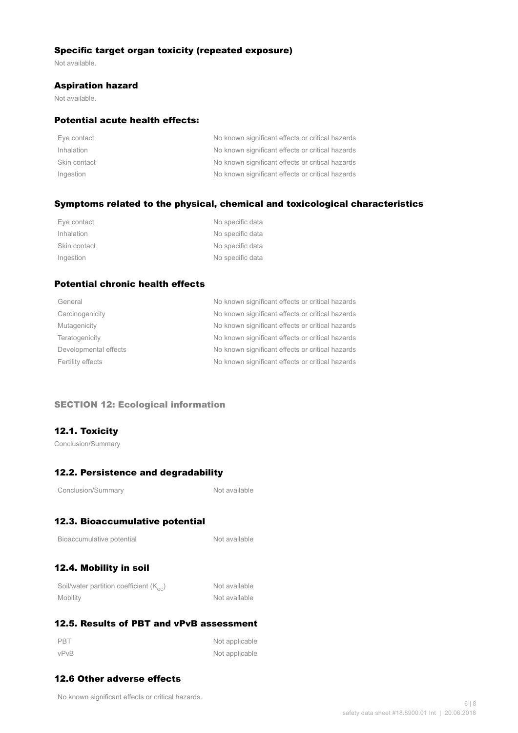### Specific target organ toxicity (repeated exposure)

Not available.

### Aspiration hazard

Not available.

### Potential acute health effects:

| | |
|---|---|
| Eye contact | No known significant effects or critical hazards |
| Inhalation | No known significant effects or critical hazards |
| Skin contact | No known significant effects or critical hazards |
| Ingestion | No known significant effects or critical hazards |

### Symptoms related to the physical, chemical and toxicological characteristics

| | |
|---|---|
| Eye contact | No specific data |
| Inhalation | No specific data |
| Skin contact | No specific data |
| Ingestion | No specific data |

### Potential chronic health effects

| | |
|---|---|
| General | No known significant effects or critical hazards |
| Carcinogenicity | No known significant effects or critical hazards |
| Mutagenicity | No known significant effects or critical hazards |
| Teratogenicity | No known significant effects or critical hazards |
| Developmental effects | No known significant effects or critical hazards |
| Fertility effects | No known significant effects or critical hazards |

## SECTION 12: Ecological information

### 12.1. Toxicity

Conclusion/Summary

### 12.2. Persistence and degradability

| | |
|---|---|
| Conclusion/Summary | Not available |

### 12.3. Bioaccumulative potential

| | |
|---|---|
| Bioaccumulative potential | Not available |

### 12.4. Mobility in soil

| | |
|---|---|
| Soil/water partition coefficient ($K_{OC}$) | Not available |
| Mobility | Not available |

### 12.5. Results of PBT and vPvB assessment

| | |
|---|---|
| PBT | Not applicable |
| vPvB | Not applicable |

### 12.6 Other adverse effects

No known significant effects or critical hazards.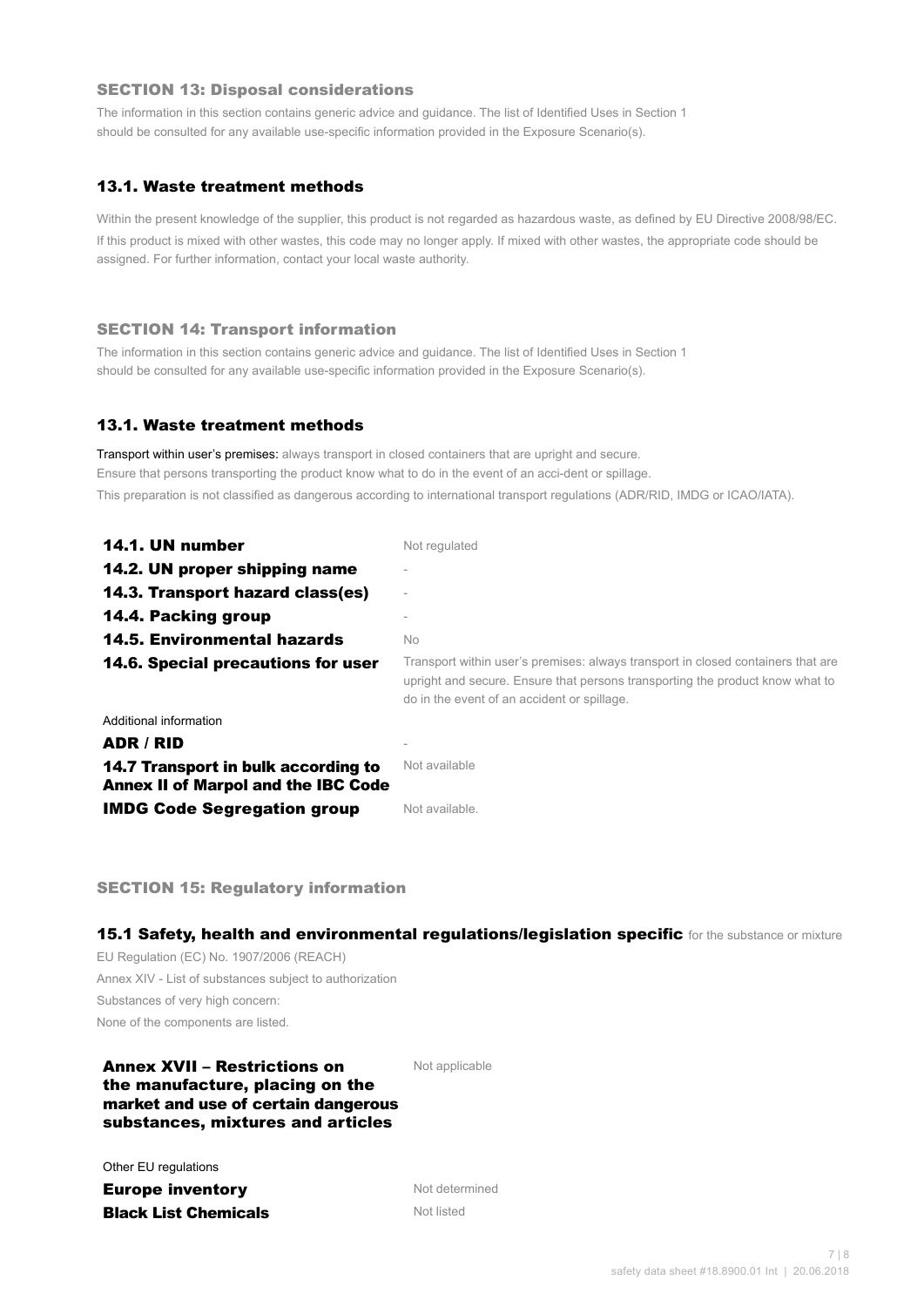## SECTION 13: Disposal considerations

The information in this section contains generic advice and guidance. The list of Identified Uses in Section 1 should be consulted for any available use-specific information provided in the Exposure Scenario(s).

### 13.1. Waste treatment methods

Within the present knowledge of the supplier, this product is not regarded as hazardous waste, as defined by EU Directive 2008/98/EC. If this product is mixed with other wastes, this code may no longer apply. If mixed with other wastes, the appropriate code should be assigned. For further information, contact your local waste authority.

## SECTION 14: Transport information

The information in this section contains generic advice and guidance. The list of Identified Uses in Section 1 should be consulted for any available use-specific information provided in the Exposure Scenario(s).

### 13.1. Waste treatment methods

Transport within user's premises: always transport in closed containers that are upright and secure. Ensure that persons transporting the product know what to do in the event of an acci-dent or spillage. This preparation is not classified as dangerous according to international transport regulations (ADR/RID, IMDG or ICAO/IATA).

| | |
|---|---|
| **14.1. UN number** | Not regulated |
| **14.2. UN proper shipping name** | - |
| **14.3. Transport hazard class(es)** | - |
| **14.4. Packing group** | - |
| **14.5. Environmental hazards** | No |
| **14.6. Special precautions for user** | Transport within user's premises: always transport in closed containers that are upright and secure. Ensure that persons transporting the product know what to do in the event of an accident or spillage. |

Additional information

| | |
|---|---|
| **ADR / RID** | - |
| **14.7 Transport in bulk according to Annex II of Marpol and the IBC Code** | Not available |
| **IMDG Code Segregation group** | Not available. |

## SECTION 15: Regulatory information

### 15.1 Safety, health and environmental regulations/legislation specific for the substance or mixture

EU Regulation (EC) No. 1907/2006 (REACH)
Annex XIV - List of substances subject to authorization
Substances of very high concern:
None of the components are listed.

| | |
|---|---|
| **Annex XVII – Restrictions on the manufacture, placing on the market and use of certain dangerous substances, mixtures and articles** | Not applicable |

Other EU regulations

| | |
|---|---|
| **Europe inventory** | Not determined |
| **Black List Chemicals** | Not listed |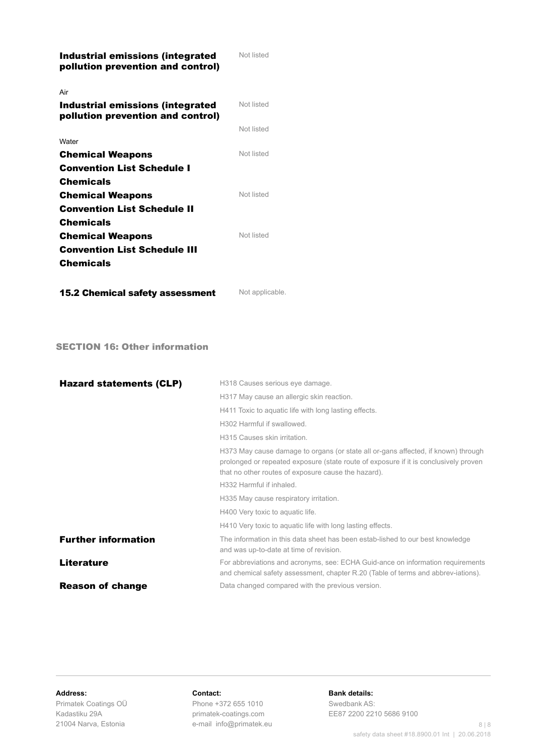| | |
|---|---|
| **Industrial emissions (integrated pollution prevention and control)** | Not listed |
| Air | |
| **Industrial emissions (integrated pollution prevention and control)** | Not listed |
| | Not listed |
| Water | |
| **Chemical Weapons Convention List Schedule I Chemicals** | Not listed |
| **Chemical Weapons Convention List Schedule II Chemicals** | Not listed |
| **Chemical Weapons Convention List Schedule III Chemicals** | Not listed |

**15.2 Chemical safety assessment** Not applicable.

## SECTION 16: Other information

**Hazard statements (CLP)**

H318 Causes serious eye damage.

H317 May cause an allergic skin reaction.

H411 Toxic to aquatic life with long lasting effects.

H302 Harmful if swallowed.

H315 Causes skin irritation.

H373 May cause damage to organs (or state all or-gans affected, if known) through prolonged or repeated exposure (state route of exposure if it is conclusively proven that no other routes of exposure cause the hazard).

H332 Harmful if inhaled.

H335 May cause respiratory irritation.

H400 Very toxic to aquatic life.

H410 Very toxic to aquatic life with long lasting effects.

**Further information** The information in this data sheet has been estab-lished to our best knowledge and was up-to-date at time of revision.

**Literature** For abbreviations and acronyms, see: ECHA Guid-ance on information requirements and chemical safety assessment, chapter R.20 (Table of terms and abbrev-iations).

**Reason of change** Data changed compared with the previous version.

**Address:**
Primatek Coatings OÜ
Kadastiku 29A
21004 Narva, Estonia

**Contact:**
Phone +372 655 1010
primatek-coatings.com
e-mail info@primatek.eu

**Bank details:**
Swedbank AS:
EE87 2200 2210 5686 9100